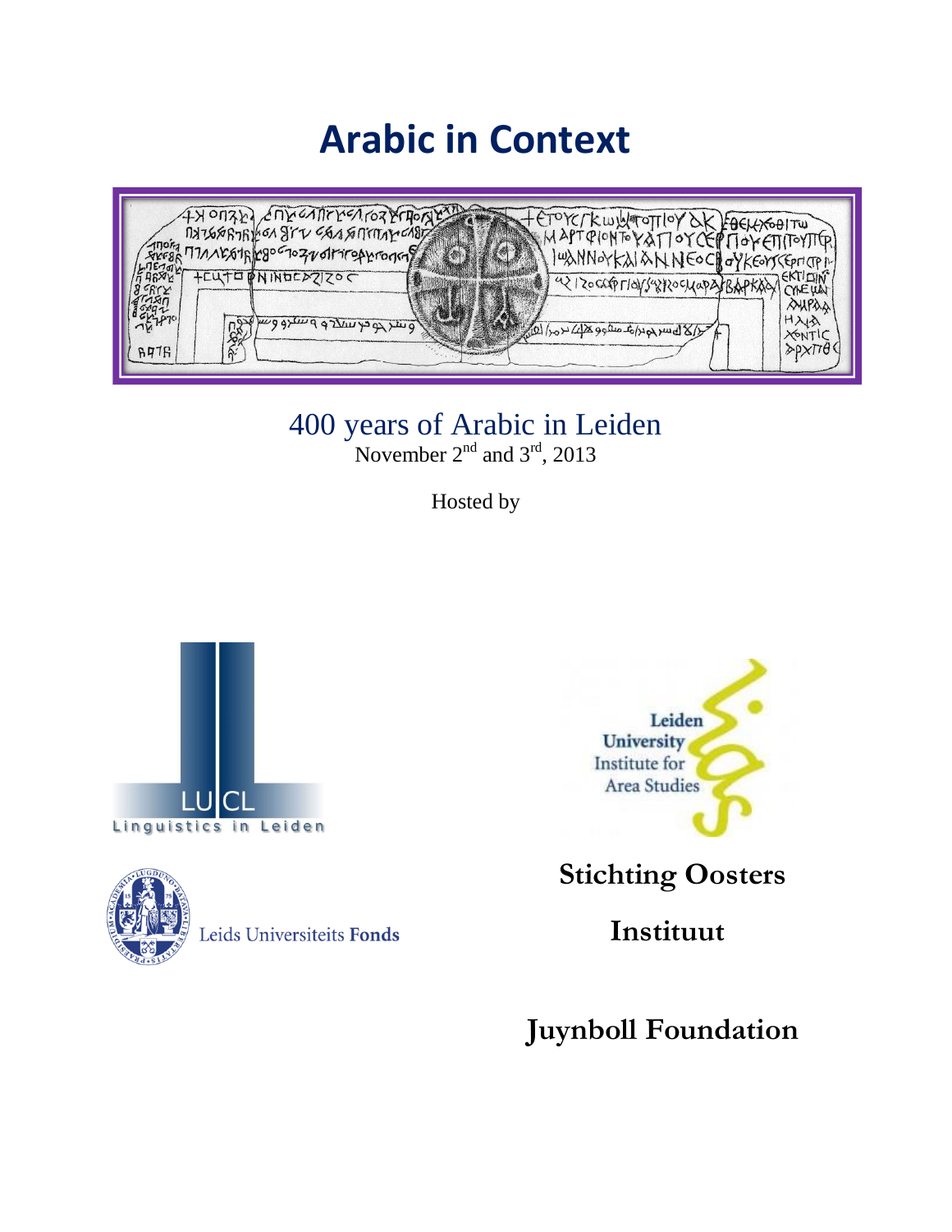# Arabic in Context

400 years of Arabic in Leiden

November 2nd and 3rd, 2013

Hosted by

LUCL
Linguistics in Leiden

Leiden University Institute for Area Studies

Leids Universiteits Fonds

**Stichting Oosters Instituut**

**Juynboll Foundation**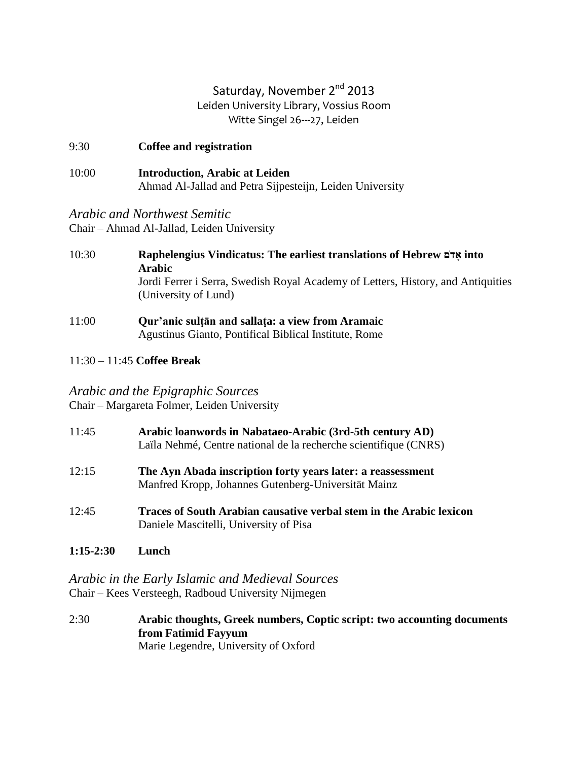## Saturday, November 2[nd] 2013

Leiden University Library, Vossius Room
Witte Singel 26---27, Leiden

9:30 **Coffee and registration**

10:00 **Introduction, Arabic at Leiden**
Ahmad Al-Jallad and Petra Sijpesteijn, Leiden University

### *Arabic and Northwest Semitic*

Chair – Ahmad Al-Jallad, Leiden University

10:30 **Raphelengius Vindicatus: The earliest translations of Hebrew אָדֹם into Arabic**
Jordi Ferrer i Serra, Swedish Royal Academy of Letters, History, and Antiquities (University of Lund)

11:00 **Qur'anic sulṭān and sallaṭa: a view from Aramaic**
Agustinus Gianto, Pontifical Biblical Institute, Rome

11:30 – 11:45 **Coffee Break**

### *Arabic and the Epigraphic Sources*

Chair – Margareta Folmer, Leiden University

11:45 **Arabic loanwords in Nabataeo-Arabic (3rd-5th century AD)**
Laïla Nehmé, Centre national de la recherche scientifique (CNRS)

12:15 **The Ayn Abada inscription forty years later: a reassessment**
Manfred Kropp, Johannes Gutenberg-Universität Mainz

12:45 **Traces of South Arabian causative verbal stem in the Arabic lexicon**
Daniele Mascitelli, University of Pisa

**1:15-2:30 Lunch**

### *Arabic in the Early Islamic and Medieval Sources*

Chair – Kees Versteegh, Radboud University Nijmegen

2:30 **Arabic thoughts, Greek numbers, Coptic script: two accounting documents from Fatimid Fayyum**
Marie Legendre, University of Oxford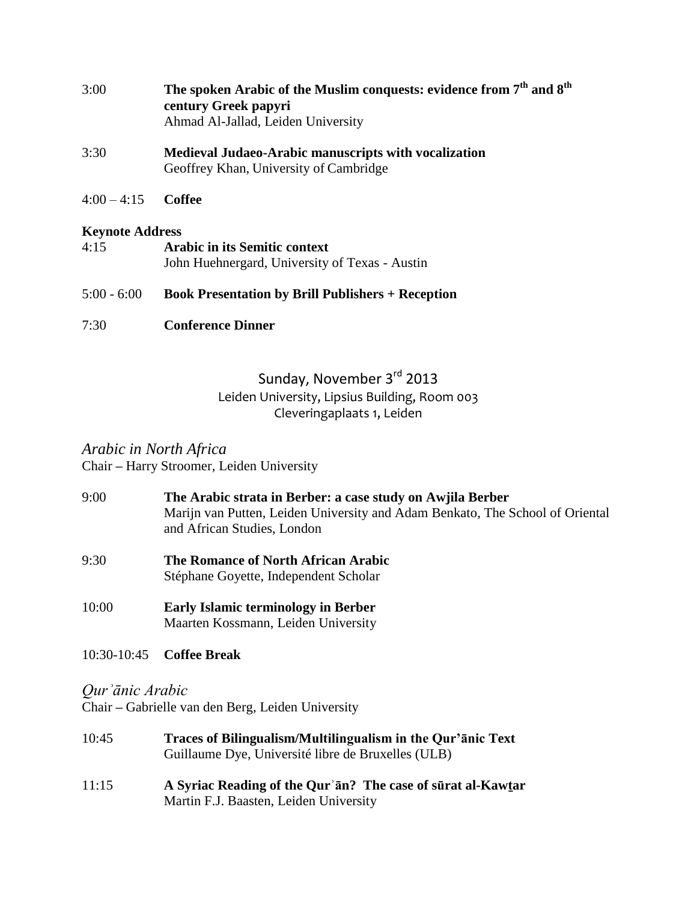3:00 **The spoken Arabic of the Muslim conquests: evidence from 7th and 8th century Greek papyri**
Ahmad Al-Jallad, Leiden University

3:30 **Medieval Judaeo-Arabic manuscripts with vocalization**
Geoffrey Khan, University of Cambridge

4:00 – 4:15 **Coffee**

**Keynote Address**

4:15 **Arabic in its Semitic context**
John Huehnergard, University of Texas - Austin

5:00 - 6:00 **Book Presentation by Brill Publishers + Reception**

7:30 **Conference Dinner**

## Sunday, November 3rd 2013

Leiden University, Lipsius Building, Room 003
Cleveringaplaats 1, Leiden

### *Arabic in North Africa*

Chair – Harry Stroomer, Leiden University

9:00 **The Arabic strata in Berber: a case study on Awjila Berber**
Marijn van Putten, Leiden University and Adam Benkato, The School of Oriental and African Studies, London

9:30 **The Romance of North African Arabic**
Stéphane Goyette, Independent Scholar

10:00 **Early Islamic terminology in Berber**
Maarten Kossmann, Leiden University

10:30-10:45 **Coffee Break**

### *Qurʾānic Arabic*

Chair – Gabrielle van den Berg, Leiden University

10:45 **Traces of Bilingualism/Multilingualism in the Qur'ānic Text**
Guillaume Dye, Université libre de Bruxelles (ULB)

11:15 **A Syriac Reading of the Qurʾān? The case of sūrat al-Kawṯar**
Martin F.J. Baasten, Leiden University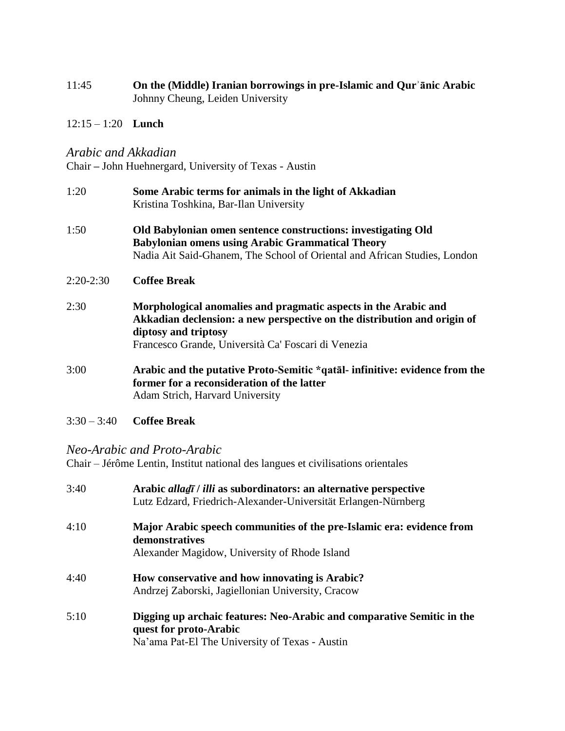11:45 **On the (Middle) Iranian borrowings in pre-Islamic and Qurʾānic Arabic**
Johnny Cheung, Leiden University

12:15 – 1:20 **Lunch**

## *Arabic and Akkadian*

Chair – John Huehnergard, University of Texas - Austin

1:20 **Some Arabic terms for animals in the light of Akkadian**
Kristina Toshkina, Bar-Ilan University

1:50 **Old Babylonian omen sentence constructions: investigating Old Babylonian omens using Arabic Grammatical Theory**
Nadia Ait Said-Ghanem, The School of Oriental and African Studies, London

2:20-2:30 **Coffee Break**

2:30 **Morphological anomalies and pragmatic aspects in the Arabic and Akkadian declension: a new perspective on the distribution and origin of diptosy and triptosy**
Francesco Grande, Università Ca' Foscari di Venezia

3:00 **Arabic and the putative Proto-Semitic *qatāl- infinitive: evidence from the former for a reconsideration of the latter**
Adam Strich, Harvard University

3:30 – 3:40 **Coffee Break**

## *Neo-Arabic and Proto-Arabic*

Chair – Jérôme Lentin, Institut national des langues et civilisations orientales

3:40 **Arabic *allaḏī* / *illi* as subordinators: an alternative perspective**
Lutz Edzard, Friedrich-Alexander-Universität Erlangen-Nürnberg

4:10 **Major Arabic speech communities of the pre-Islamic era: evidence from demonstratives**
Alexander Magidow, University of Rhode Island

4:40 **How conservative and how innovating is Arabic?**
Andrzej Zaborski, Jagiellonian University, Cracow

5:10 **Digging up archaic features: Neo-Arabic and comparative Semitic in the quest for proto-Arabic**
Na'ama Pat-El The University of Texas - Austin